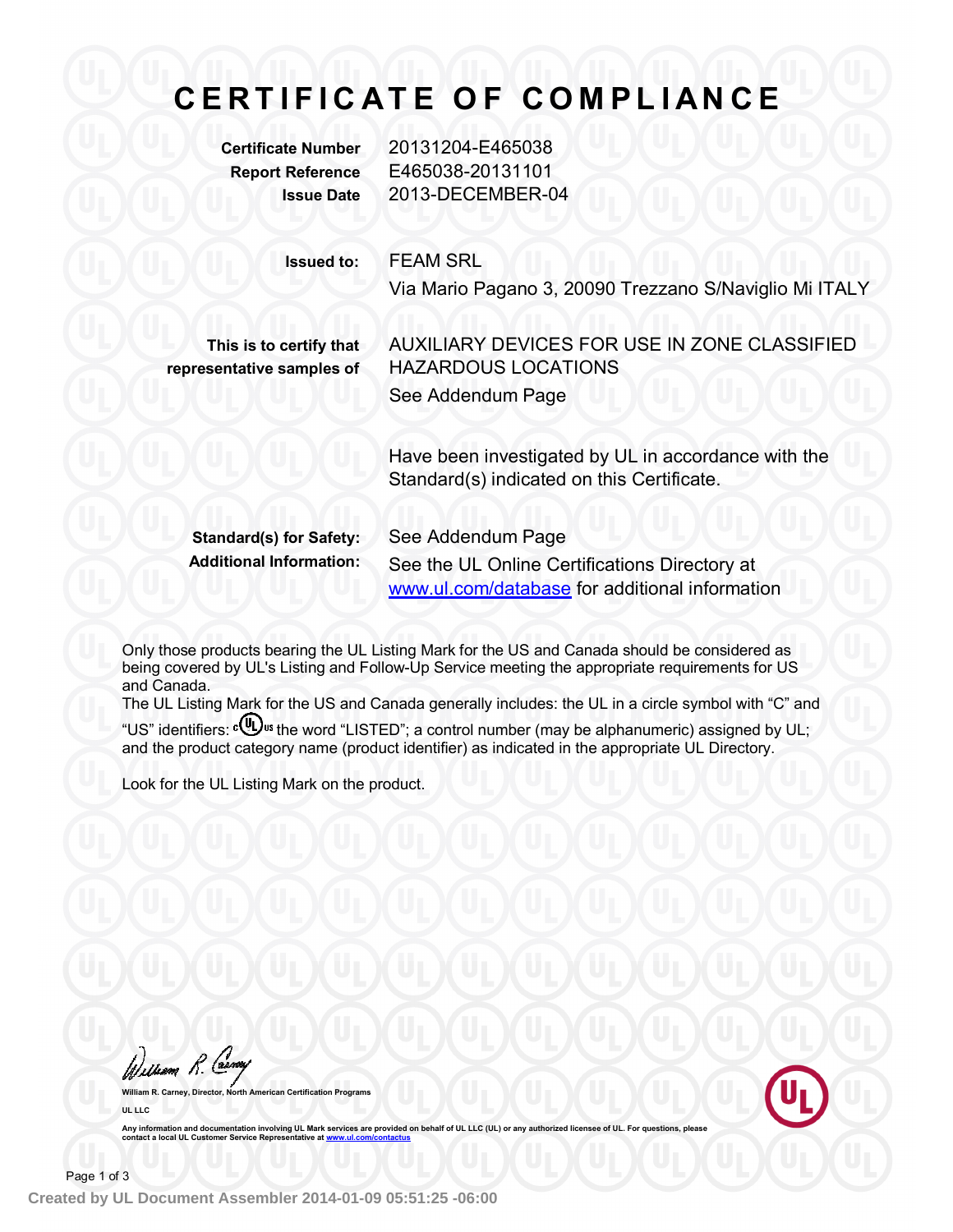# CERTIFICATE OF COMPLIANCE

**Certificate Number** 20131204-E465038
**Report Reference** E465038-20131101
**Issue Date** 2013-DECEMBER-04

**Issued to:** FEAM SRL
Via Mario Pagano 3, 20090 Trezzano S/Naviglio Mi ITALY

**This is to certify that representative samples of** AUXILIARY DEVICES FOR USE IN ZONE CLASSIFIED HAZARDOUS LOCATIONS
See Addendum Page

Have been investigated by UL in accordance with the Standard(s) indicated on this Certificate.

**Standard(s) for Safety:** See Addendum Page
**Additional Information:** See the UL Online Certifications Directory at www.ul.com/database for additional information

Only those products bearing the UL Listing Mark for the US and Canada should be considered as being covered by UL's Listing and Follow-Up Service meeting the appropriate requirements for US and Canada.
The UL Listing Mark for the US and Canada generally includes: the UL in a circle symbol with "C" and "US" identifiers: c(UL)us the word "LISTED"; a control number (may be alphanumeric) assigned by UL; and the product category name (product identifier) as indicated in the appropriate UL Directory.

Look for the UL Listing Mark on the product.

William R. Carney, Director, North American Certification Programs
UL LLC

Any information and documentation involving UL Mark services are provided on behalf of UL LLC (UL) or any authorized licensee of UL. For questions, please contact a local UL Customer Service Representative at www.ul.com/contactus

Created by UL Document Assembler 2014-01-09 05:51:25 -06:00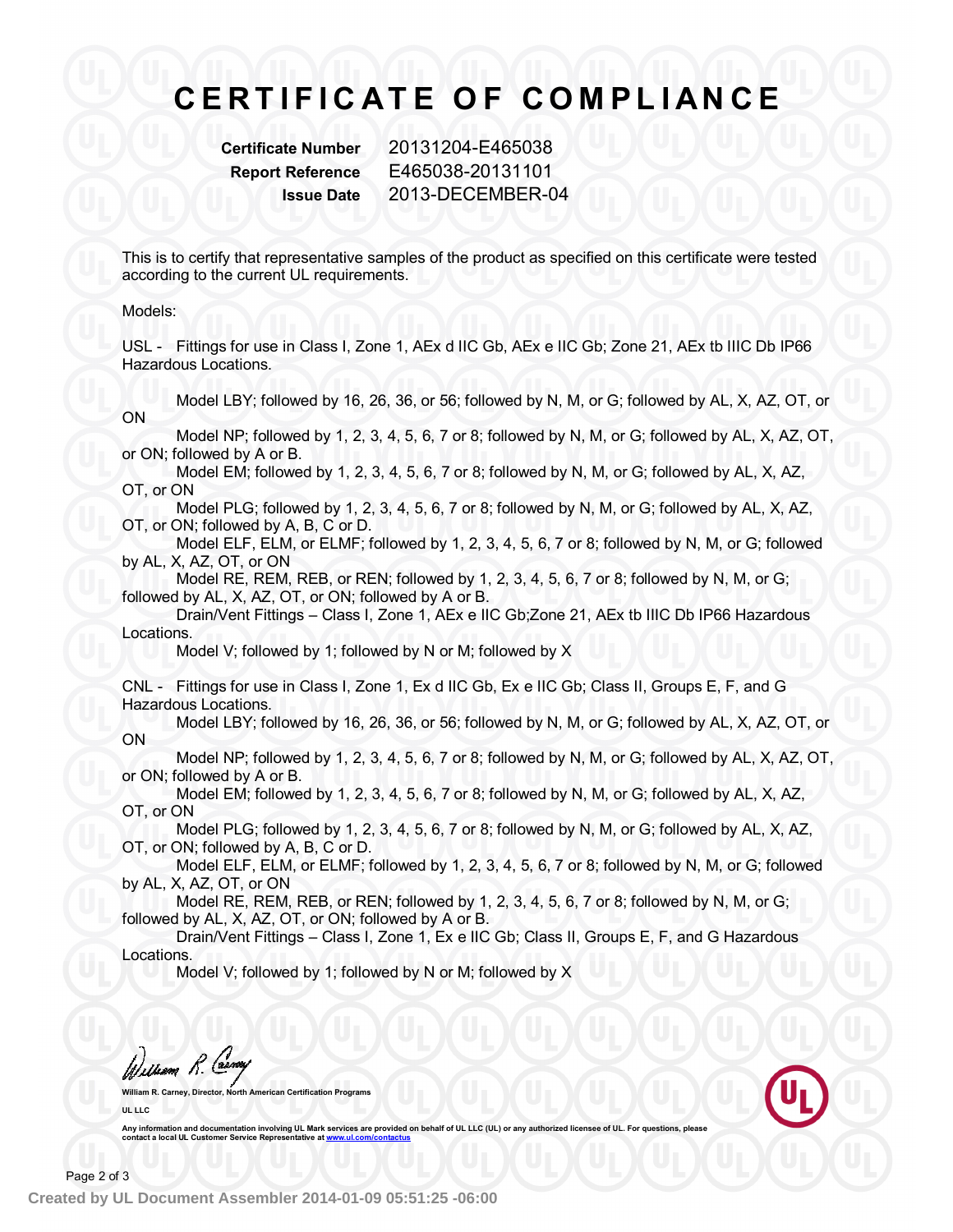# CERTIFICATE OF COMPLIANCE

**Certificate Number** 20131204-E465038
**Report Reference** E465038-20131101
**Issue Date** 2013-DECEMBER-04

This is to certify that representative samples of the product as specified on this certificate were tested according to the current UL requirements.

Models:

USL - Fittings for use in Class I, Zone 1, AEx d IIC Gb, AEx e IIC Gb; Zone 21, AEx tb IIIC Db IP66 Hazardous Locations.

Model LBY; followed by 16, 26, 36, or 56; followed by N, M, or G; followed by AL, X, AZ, OT, or ON

Model NP; followed by 1, 2, 3, 4, 5, 6, 7 or 8; followed by N, M, or G; followed by AL, X, AZ, OT, or ON; followed by A or B.

Model EM; followed by 1, 2, 3, 4, 5, 6, 7 or 8; followed by N, M, or G; followed by AL, X, AZ, OT, or ON

Model PLG; followed by 1, 2, 3, 4, 5, 6, 7 or 8; followed by N, M, or G; followed by AL, X, AZ, OT, or ON; followed by A, B, C or D.

Model ELF, ELM, or ELMF; followed by 1, 2, 3, 4, 5, 6, 7 or 8; followed by N, M, or G; followed by AL, X, AZ, OT, or ON

Model RE, REM, REB, or REN; followed by 1, 2, 3, 4, 5, 6, 7 or 8; followed by N, M, or G; followed by AL, X, AZ, OT, or ON; followed by A or B.

Drain/Vent Fittings – Class I, Zone 1, AEx e IIC Gb;Zone 21, AEx tb IIIC Db IP66 Hazardous Locations.

Model V; followed by 1; followed by N or M; followed by X

CNL - Fittings for use in Class I, Zone 1, Ex d IIC Gb, Ex e IIC Gb; Class II, Groups E, F, and G Hazardous Locations.

Model LBY; followed by 16, 26, 36, or 56; followed by N, M, or G; followed by AL, X, AZ, OT, or ON

Model NP; followed by 1, 2, 3, 4, 5, 6, 7 or 8; followed by N, M, or G; followed by AL, X, AZ, OT, or ON; followed by A or B.

Model EM; followed by 1, 2, 3, 4, 5, 6, 7 or 8; followed by N, M, or G; followed by AL, X, AZ, OT, or ON

Model PLG; followed by 1, 2, 3, 4, 5, 6, 7 or 8; followed by N, M, or G; followed by AL, X, AZ, OT, or ON; followed by A, B, C or D.

Model ELF, ELM, or ELMF; followed by 1, 2, 3, 4, 5, 6, 7 or 8; followed by N, M, or G; followed by AL, X, AZ, OT, or ON

Model RE, REM, REB, or REN; followed by 1, 2, 3, 4, 5, 6, 7 or 8; followed by N, M, or G; followed by AL, X, AZ, OT, or ON; followed by A or B.

Drain/Vent Fittings – Class I, Zone 1, Ex e IIC Gb; Class II, Groups E, F, and G Hazardous Locations.

Model V; followed by 1; followed by N or M; followed by X

**William R. Carney, Director, North American Certification Programs**

**UL LLC**

Any information and documentation involving UL Mark services are provided on behalf of UL LLC (UL) or any authorized licensee of UL. For questions, please contact a local UL Customer Service Representative at www.ul.com/contactus

Created by UL Document Assembler 2014-01-09 05:51:25 -06:00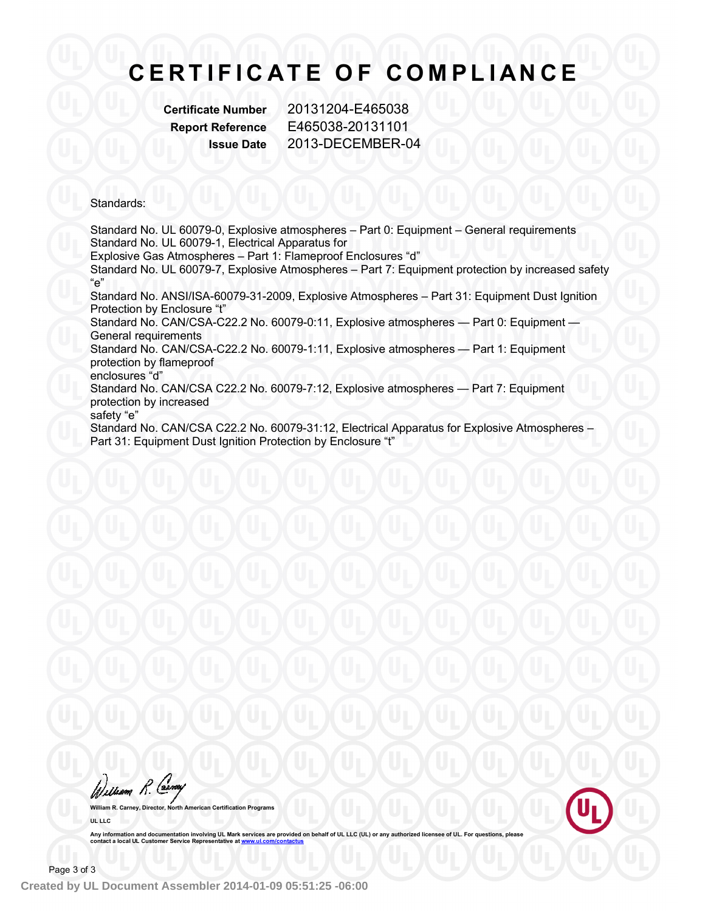# CERTIFICATE OF COMPLIANCE

**Certificate Number** 20131204-E465038
**Report Reference** E465038-20131101
**Issue Date** 2013-DECEMBER-04

Standards:

Standard No. UL 60079-0, Explosive atmospheres – Part 0: Equipment – General requirements
Standard No. UL 60079-1, Electrical Apparatus for
Explosive Gas Atmospheres – Part 1: Flameproof Enclosures "d"
Standard No. UL 60079-7, Explosive Atmospheres – Part 7: Equipment protection by increased safety "e"
Standard No. ANSI/ISA-60079-31-2009, Explosive Atmospheres – Part 31: Equipment Dust Ignition Protection by Enclosure "t"
Standard No. CAN/CSA-C22.2 No. 60079-0:11, Explosive atmospheres — Part 0: Equipment — General requirements
Standard No. CAN/CSA-C22.2 No. 60079-1:11, Explosive atmospheres — Part 1: Equipment protection by flameproof
enclosures "d"
Standard No. CAN/CSA C22.2 No. 60079-7:12, Explosive atmospheres — Part 7: Equipment protection by increased
safety "e"
Standard No. CAN/CSA C22.2 No. 60079-31:12, Electrical Apparatus for Explosive Atmospheres – Part 31: Equipment Dust Ignition Protection by Enclosure "t"

William R. Carney, Director, North American Certification Programs

UL LLC

Any information and documentation involving UL Mark services are provided on behalf of UL LLC (UL) or any authorized licensee of UL. For questions, please contact a local UL Customer Service Representative at www.ul.com/contactus

Created by UL Document Assembler 2014-01-09 05:51:25 -06:00